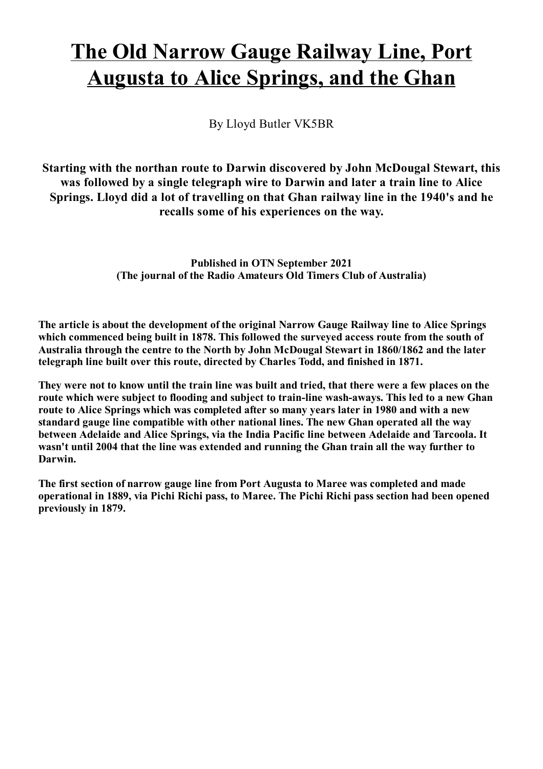# The Old Narrow Gauge Railway Line, Port Augusta to Alice Springs, and the Ghan

By Lloyd Butler VK5BR

**Starting with the northan route to Darwin discovered by John McDougal Stewart, this was followed by a single telegraph wire to Darwin and later a train line to Alice Springs. Lloyd did a lot of travelling on that Ghan railway line in the 1940's and he recalls some of his experiences on the way.**

**Published in OTN September 2021**
**(The journal of the Radio Amateurs Old Timers Club of Australia)**

**The article is about the development of the original Narrow Gauge Railway line to Alice Springs which commenced being built in 1878. This followed the surveyed access route from the south of Australia through the centre to the North by John McDougal Stewart in 1860/1862 and the later telegraph line built over this route, directed by Charles Todd, and finished in 1871.**

**They were not to know until the train line was built and tried, that there were a few places on the route which were subject to flooding and subject to train-line wash-aways. This led to a new Ghan route to Alice Springs which was completed after so many years later in 1980 and with a new standard gauge line compatible with other national lines. The new Ghan operated all the way between Adelaide and Alice Springs, via the India Pacific line between Adelaide and Tarcoola. It wasn't until 2004 that the line was extended and running the Ghan train all the way further to Darwin.**

**The first section of narrow gauge line from Port Augusta to Maree was completed and made operational in 1889, via Pichi Richi pass, to Maree. The Pichi Richi pass section had been opened previously in 1879.**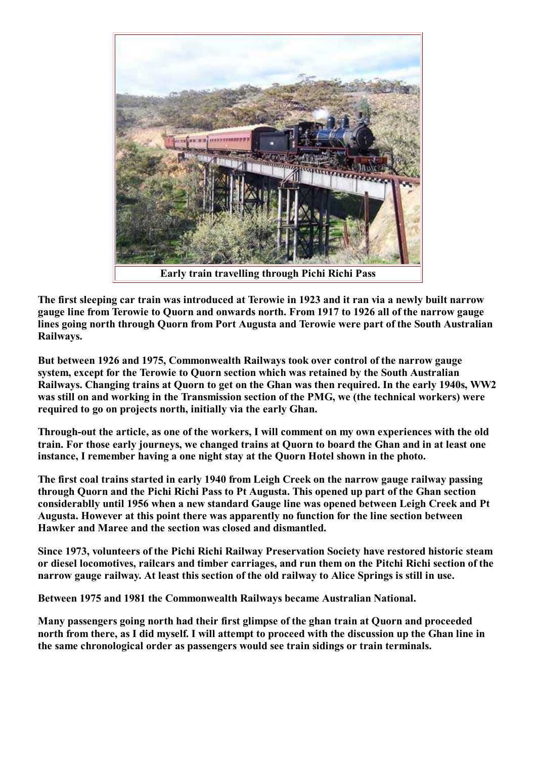**Early train travelling through Pichi Richi Pass**

**The first sleeping car train was introduced at Terowie in 1923 and it ran via a newly built narrow gauge line from Terowie to Quorn and onwards north. From 1917 to 1926 all of the narrow gauge lines going north through Quorn from Port Augusta and Terowie were part of the South Australian Railways.**

**But between 1926 and 1975, Commonwealth Railways took over control of the narrow gauge system, except for the Terowie to Quorn section which was retained by the South Australian Railways. Changing trains at Quorn to get on the Ghan was then required. In the early 1940s, WW2 was still on and working in the Transmission section of the PMG, we (the technical workers) were required to go on projects north, initially via the early Ghan.**

**Through-out the article, as one of the workers, I will comment on my own experiences with the old train. For those early journeys, we changed trains at Quorn to board the Ghan and in at least one instance, I remember having a one night stay at the Quorn Hotel shown in the photo.**

**The first coal trains started in early 1940 from Leigh Creek on the narrow gauge railway passing through Quorn and the Pichi Richi Pass to Pt Augusta. This opened up part of the Ghan section considerablly until 1956 when a new standard Gauge line was opened between Leigh Creek and Pt Augusta. However at this point there was apparently no function for the line section between Hawker and Maree and the section was closed and dismantled.**

**Since 1973, volunteers of the Pichi Richi Railway Preservation Society have restored historic steam or diesel locomotives, railcars and timber carriages, and run them on the Pitchi Richi section of the narrow gauge railway. At least this section of the old railway to Alice Springs is still in use.**

**Between 1975 and 1981 the Commonwealth Railways became Australian National.**

**Many passengers going north had their first glimpse of the ghan train at Quorn and proceeded north from there, as I did myself. I will attempt to proceed with the discussion up the Ghan line in the same chronological order as passengers would see train sidings or train terminals.**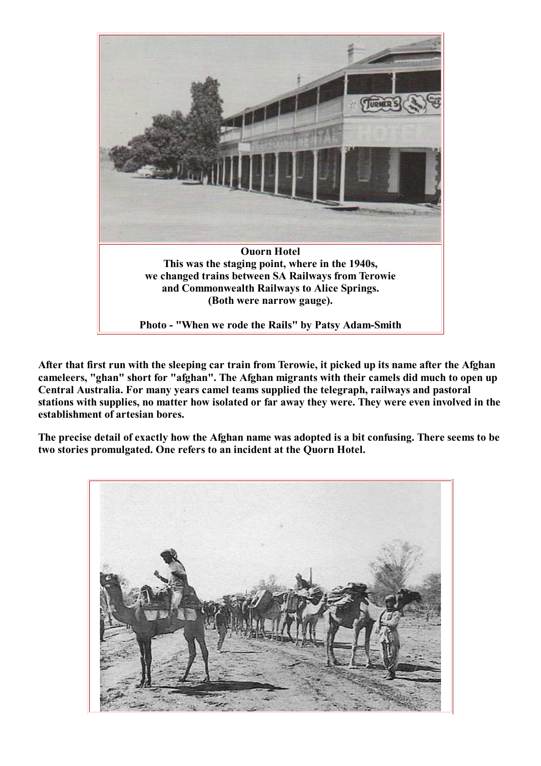**Ouorn Hotel**
**This was the staging point, where in the 1940s, we changed trains between SA Railways from Terowie and Commonwealth Railways to Alice Springs. (Both were narrow gauge).**

**Photo - "When we rode the Rails" by Patsy Adam-Smith**

**After that first run with the sleeping car train from Terowie, it picked up its name after the Afghan cameleers, "ghan" short for "afghan". The Afghan migrants with their camels did much to open up Central Australia. For many years camel teams supplied the telegraph, railways and pastoral stations with supplies, no matter how isolated or far away they were. They were even involved in the establishment of artesian bores.**

**The precise detail of exactly how the Afghan name was adopted is a bit confusing. There seems to be two stories promulgated. One refers to an incident at the Quorn Hotel.**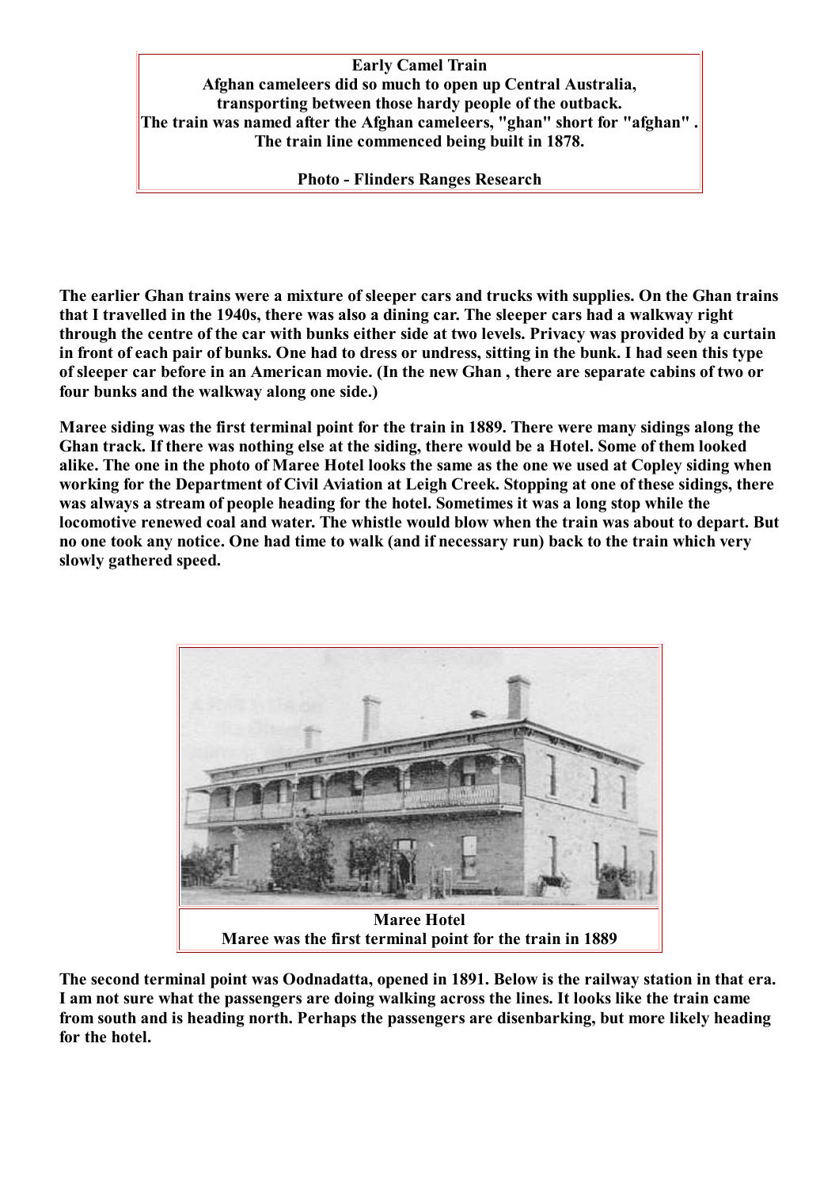**Early Camel Train**
**Afghan cameleers did so much to open up Central Australia, transporting between those hardy people of the outback.**
**The train was named after the Afghan cameleers, "ghan" short for "afghan" .**
**The train line commenced being built in 1878.**

**Photo - Flinders Ranges Research**

**The earlier Ghan trains were a mixture of sleeper cars and trucks with supplies. On the Ghan trains that I travelled in the 1940s, there was also a dining car. The sleeper cars had a walkway right through the centre of the car with bunks either side at two levels. Privacy was provided by a curtain in front of each pair of bunks. One had to dress or undress, sitting in the bunk. I had seen this type of sleeper car before in an American movie. (In the new Ghan , there are separate cabins of two or four bunks and the walkway along one side.)**

**Maree siding was the first terminal point for the train in 1889. There were many sidings along the Ghan track. If there was nothing else at the siding, there would be a Hotel. Some of them looked alike. The one in the photo of Maree Hotel looks the same as the one we used at Copley siding when working for the Department of Civil Aviation at Leigh Creek. Stopping at one of these sidings, there was always a stream of people heading for the hotel. Sometimes it was a long stop while the locomotive renewed coal and water. The whistle would blow when the train was about to depart. But no one took any notice. One had time to walk (and if necessary run) back to the train which very slowly gathered speed.**

**Maree Hotel**
**Maree was the first terminal point for the train in 1889**

**The second terminal point was Oodnadatta, opened in 1891. Below is the railway station in that era. I am not sure what the passengers are doing walking across the lines. It looks like the train came from south and is heading north. Perhaps the passengers are disenbarking, but more likely heading for the hotel.**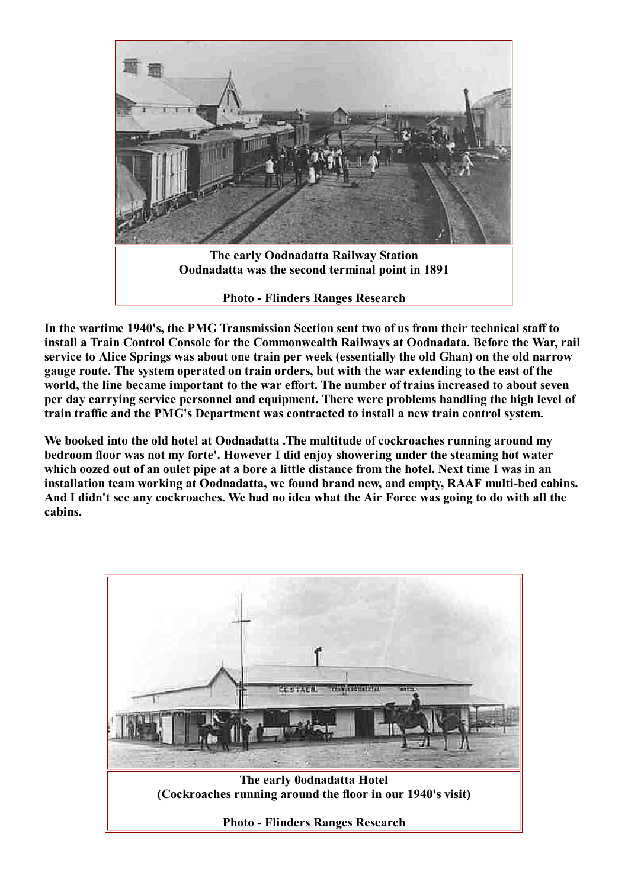**The early Oodnadatta Railway Station**
**Oodnadatta was the second terminal point in 1891**

**Photo - Flinders Ranges Research**

**In the wartime 1940's, the PMG Transmission Section sent two of us from their technical staff to install a Train Control Console for the Commonwealth Railways at Oodnadata. Before the War, rail service to Alice Springs was about one train per week (essentially the old Ghan) on the old narrow gauge route. The system operated on train orders, but with the war extending to the east of the world, the line became important to the war effort. The number of trains increased to about seven per day carrying service personnel and equipment. There were problems handling the high level of train traffic and the PMG's Department was contracted to install a new train control system.**

**We booked into the old hotel at Oodnadatta .The multitude of cockroaches running around my bedroom floor was not my forte'. However I did enjoy showering under the steaming hot water which oozed out of an oulet pipe at a bore a little distance from the hotel. Next time I was in an installation team working at Oodnadatta, we found brand new, and empty, RAAF multi-bed cabins. And I didn't see any cockroaches. We had no idea what the Air Force was going to do with all the cabins.**

**The early 0odnadatta Hotel**
**(Cockroaches running around the floor in our 1940's visit)**

**Photo - Flinders Ranges Research**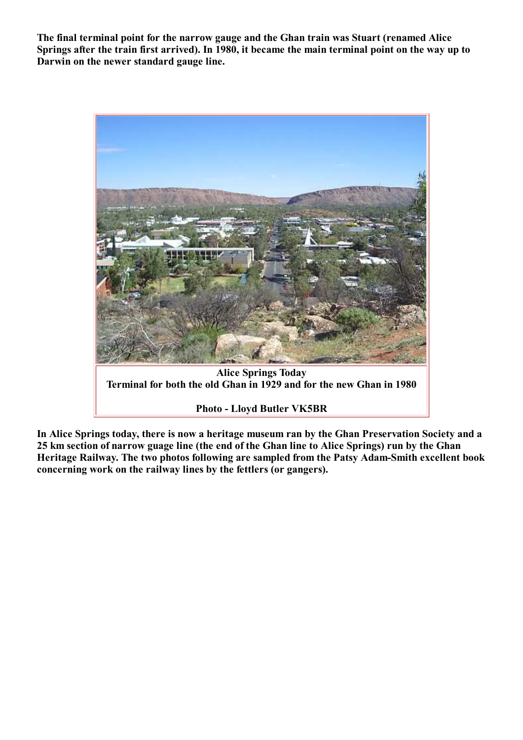**The final terminal point for the narrow gauge and the Ghan train was Stuart (renamed Alice Springs after the train first arrived). In 1980, it became the main terminal point on the way up to Darwin on the newer standard gauge line.**

**Alice Springs Today**
**Terminal for both the old Ghan in 1929 and for the new Ghan in 1980**

**Photo - Lloyd Butler VK5BR**

**In Alice Springs today, there is now a heritage museum ran by the Ghan Preservation Society and a 25 km section of narrow guage line (the end of the Ghan line to Alice Springs) run by the Ghan Heritage Railway. The two photos following are sampled from the Patsy Adam-Smith excellent book concerning work on the railway lines by the fettlers (or gangers).**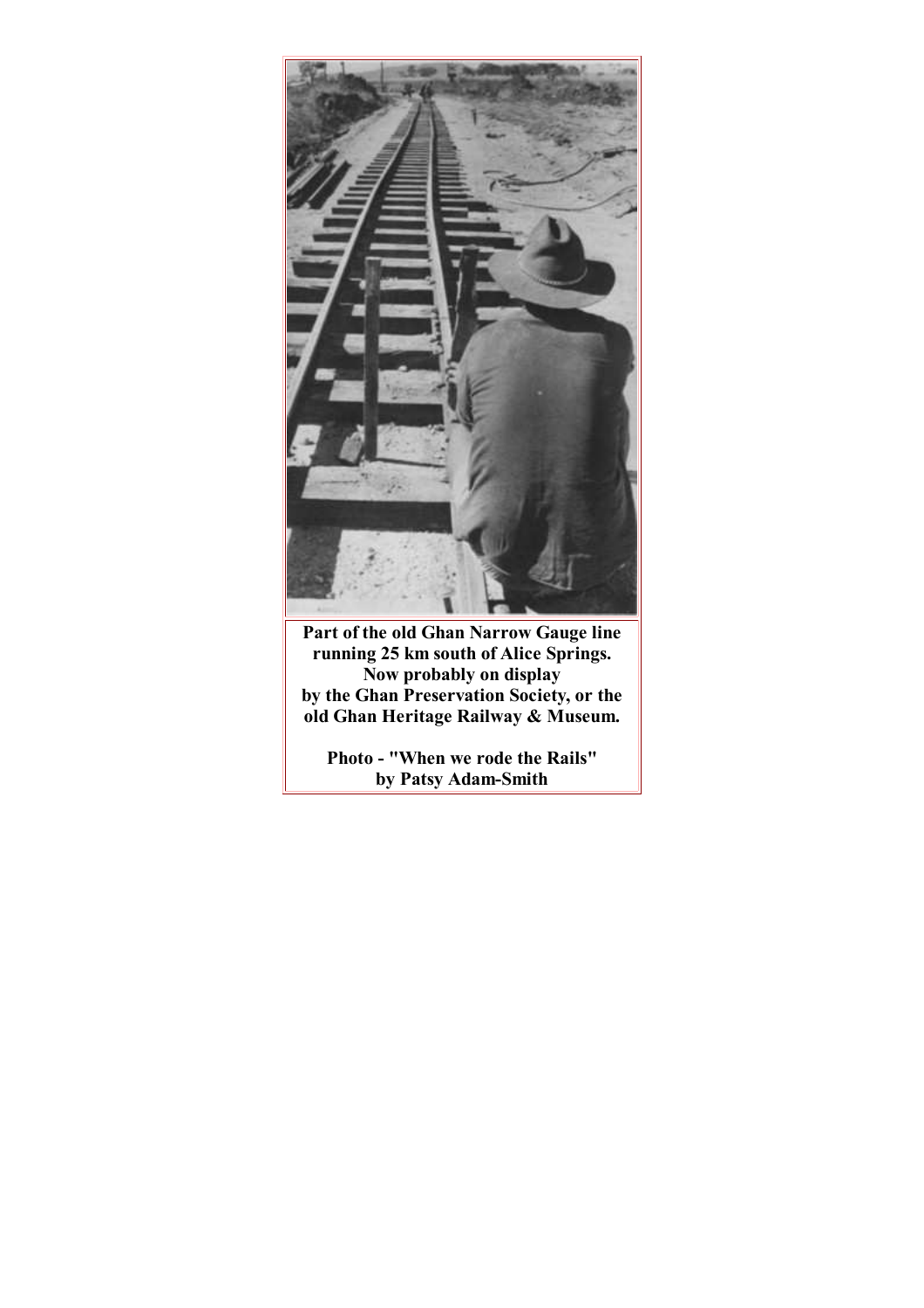**Part of the old Ghan Narrow Gauge line running 25 km south of Alice Springs. Now probably on display by the Ghan Preservation Society, or the old Ghan Heritage Railway & Museum.**

**Photo - "When we rode the Rails" by Patsy Adam-Smith**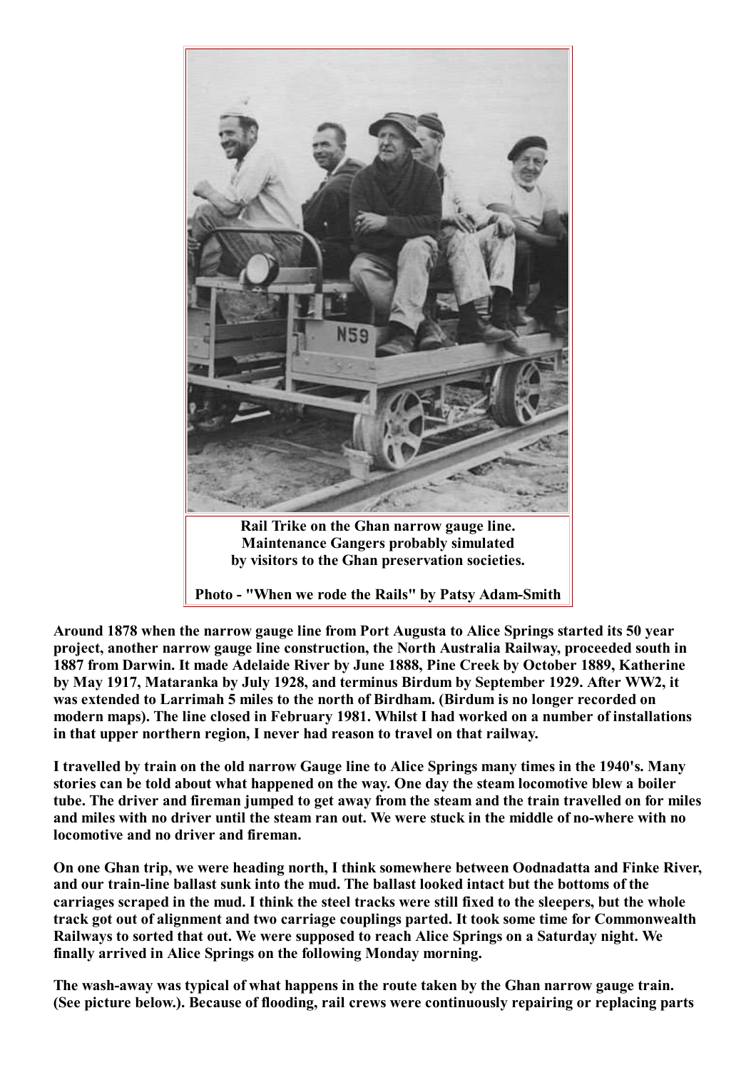**Rail Trike on the Ghan narrow gauge line. Maintenance Gangers probably simulated by visitors to the Ghan preservation societies.**

**Photo - "When we rode the Rails" by Patsy Adam-Smith**

**Around 1878 when the narrow gauge line from Port Augusta to Alice Springs started its 50 year project, another narrow gauge line construction, the North Australia Railway, proceeded south in 1887 from Darwin. It made Adelaide River by June 1888, Pine Creek by October 1889, Katherine by May 1917, Mataranka by July 1928, and terminus Birdum by September 1929. After WW2, it was extended to Larrimah 5 miles to the north of Birdham. (Birdum is no longer recorded on modern maps). The line closed in February 1981. Whilst I had worked on a number of installations in that upper northern region, I never had reason to travel on that railway.**

**I travelled by train on the old narrow Gauge line to Alice Springs many times in the 1940's. Many stories can be told about what happened on the way. One day the steam locomotive blew a boiler tube. The driver and fireman jumped to get away from the steam and the train travelled on for miles and miles with no driver until the steam ran out. We were stuck in the middle of no-where with no locomotive and no driver and fireman.**

**On one Ghan trip, we were heading north, I think somewhere between Oodnadatta and Finke River, and our train-line ballast sunk into the mud. The ballast looked intact but the bottoms of the carriages scraped in the mud. I think the steel tracks were still fixed to the sleepers, but the whole track got out of alignment and two carriage couplings parted. It took some time for Commonwealth Railways to sorted that out. We were supposed to reach Alice Springs on a Saturday night. We finally arrived in Alice Springs on the following Monday morning.**

**The wash-away was typical of what happens in the route taken by the Ghan narrow gauge train. (See picture below.). Because of flooding, rail crews were continuously repairing or replacing parts**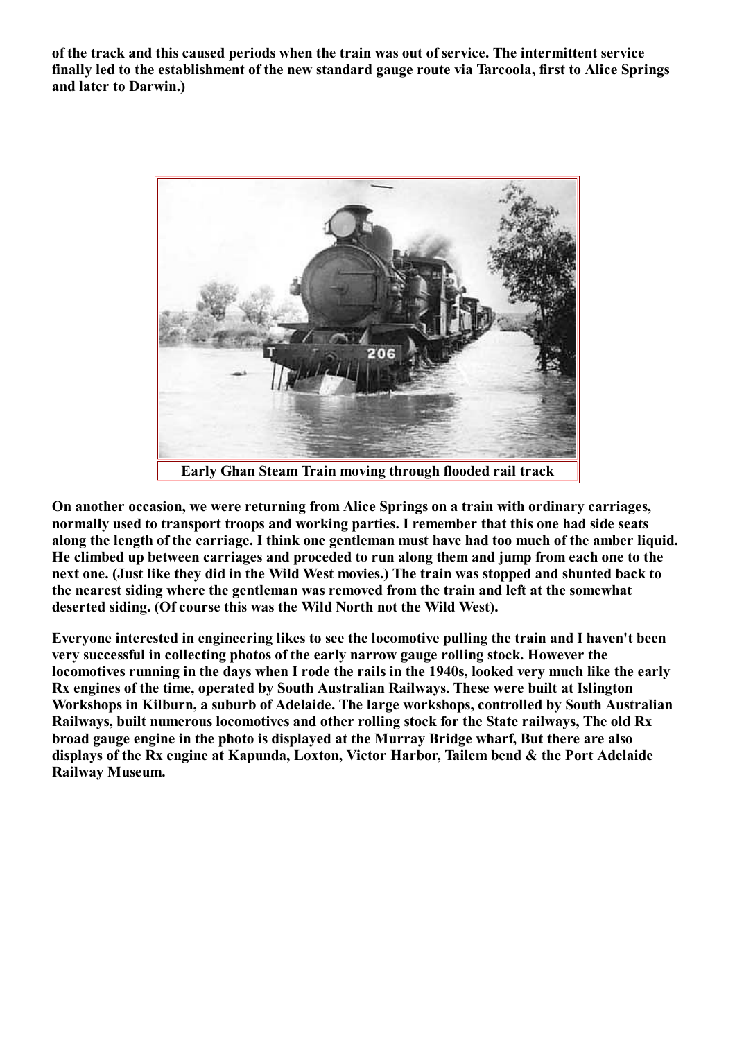**of the track and this caused periods when the train was out of service. The intermittent service finally led to the establishment of the new standard gauge route via Tarcoola, first to Alice Springs and later to Darwin.)**

**Early Ghan Steam Train moving through flooded rail track**

**On another occasion, we were returning from Alice Springs on a train with ordinary carriages, normally used to transport troops and working parties. I remember that this one had side seats along the length of the carriage. I think one gentleman must have had too much of the amber liquid. He climbed up between carriages and proceded to run along them and jump from each one to the next one. (Just like they did in the Wild West movies.) The train was stopped and shunted back to the nearest siding where the gentleman was removed from the train and left at the somewhat deserted siding. (Of course this was the Wild North not the Wild West).**

**Everyone interested in engineering likes to see the locomotive pulling the train and I haven't been very successful in collecting photos of the early narrow gauge rolling stock. However the locomotives running in the days when I rode the rails in the 1940s, looked very much like the early Rx engines of the time, operated by South Australian Railways. These were built at Islington Workshops in Kilburn, a suburb of Adelaide. The large workshops, controlled by South Australian Railways, built numerous locomotives and other rolling stock for the State railways, The old Rx broad gauge engine in the photo is displayed at the Murray Bridge wharf, But there are also displays of the Rx engine at Kapunda, Loxton, Victor Harbor, Tailem bend & the Port Adelaide Railway Museum.**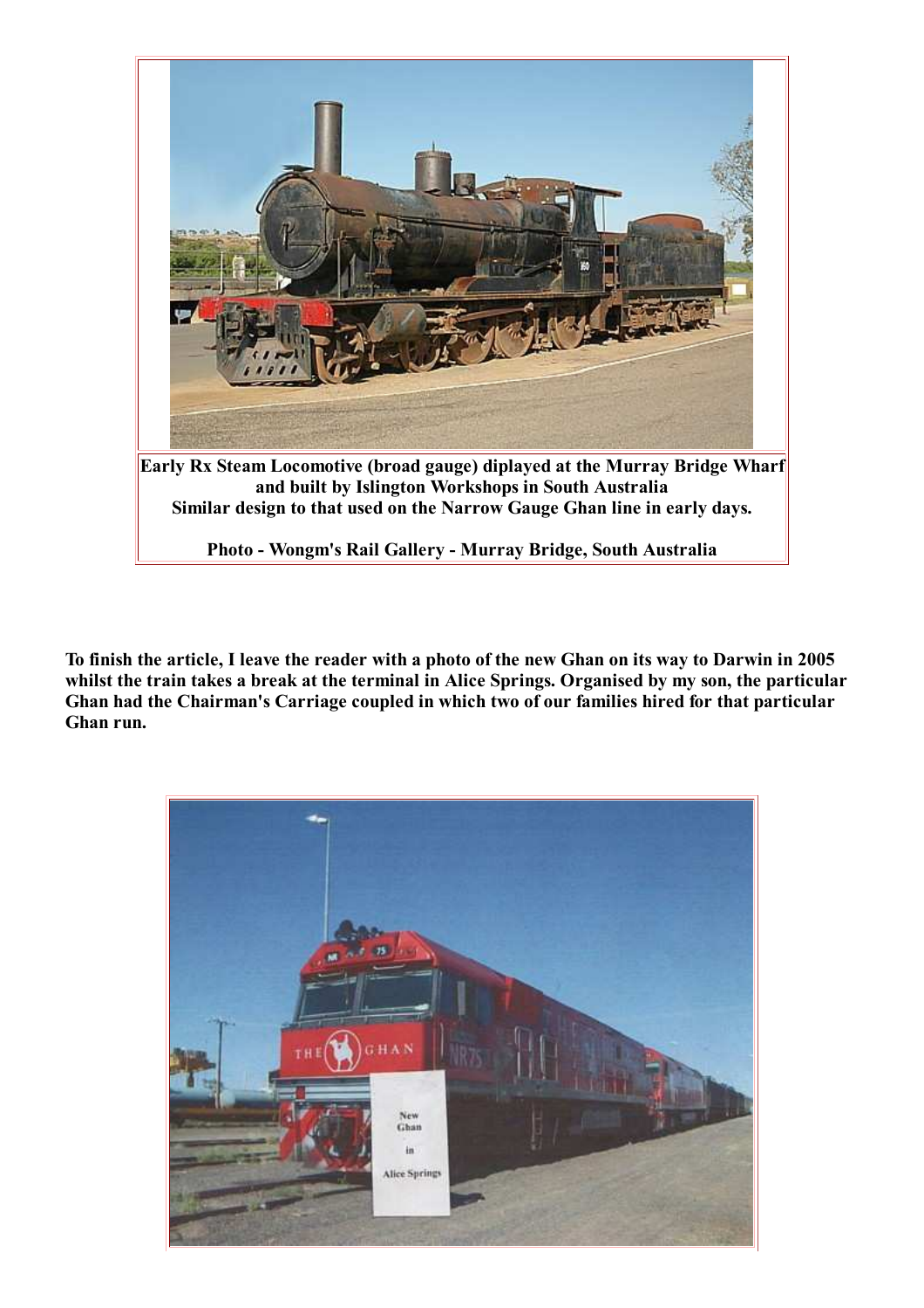**Early Rx Steam Locomotive (broad gauge) diplayed at the Murray Bridge Wharf and built by Islington Workshops in South Australia Similar design to that used on the Narrow Gauge Ghan line in early days.**

**Photo - Wongm's Rail Gallery - Murray Bridge, South Australia**

**To finish the article, I leave the reader with a photo of the new Ghan on its way to Darwin in 2005 whilst the train takes a break at the terminal in Alice Springs. Organised by my son, the particular Ghan had the Chairman's Carriage coupled in which two of our families hired for that particular Ghan run.**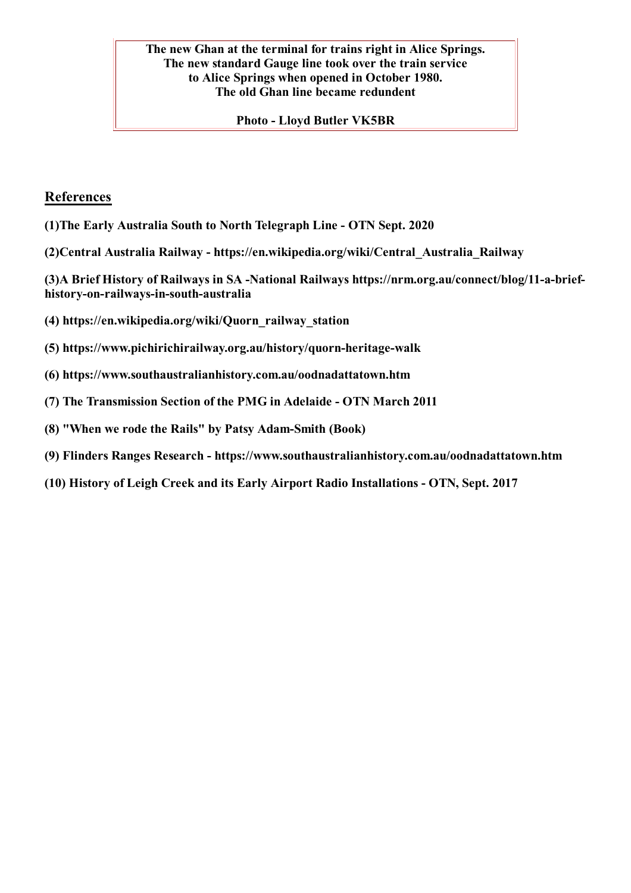**The new Ghan at the terminal for trains right in Alice Springs. The new standard Gauge line took over the train service to Alice Springs when opened in October 1980. The old Ghan line became redundent**

**Photo - Lloyd Butler VK5BR**

## References

**(1)The Early Australia South to North Telegraph Line - OTN Sept. 2020**

**(2)Central Australia Railway - https://en.wikipedia.org/wiki/Central_Australia_Railway**

**(3)A Brief History of Railways in SA -National Railways https://nrm.org.au/connect/blog/11-a-brief-history-on-railways-in-south-australia**

**(4) https://en.wikipedia.org/wiki/Quorn_railway_station**

**(5) https://www.pichirichirailway.org.au/history/quorn-heritage-walk**

**(6) https://www.southaustralianhistory.com.au/oodnadattatown.htm**

**(7) The Transmission Section of the PMG in Adelaide - OTN March 2011**

**(8) "When we rode the Rails" by Patsy Adam-Smith (Book)**

**(9) Flinders Ranges Research - https://www.southaustralianhistory.com.au/oodnadattatown.htm**

**(10) History of Leigh Creek and its Early Airport Radio Installations - OTN, Sept. 2017**